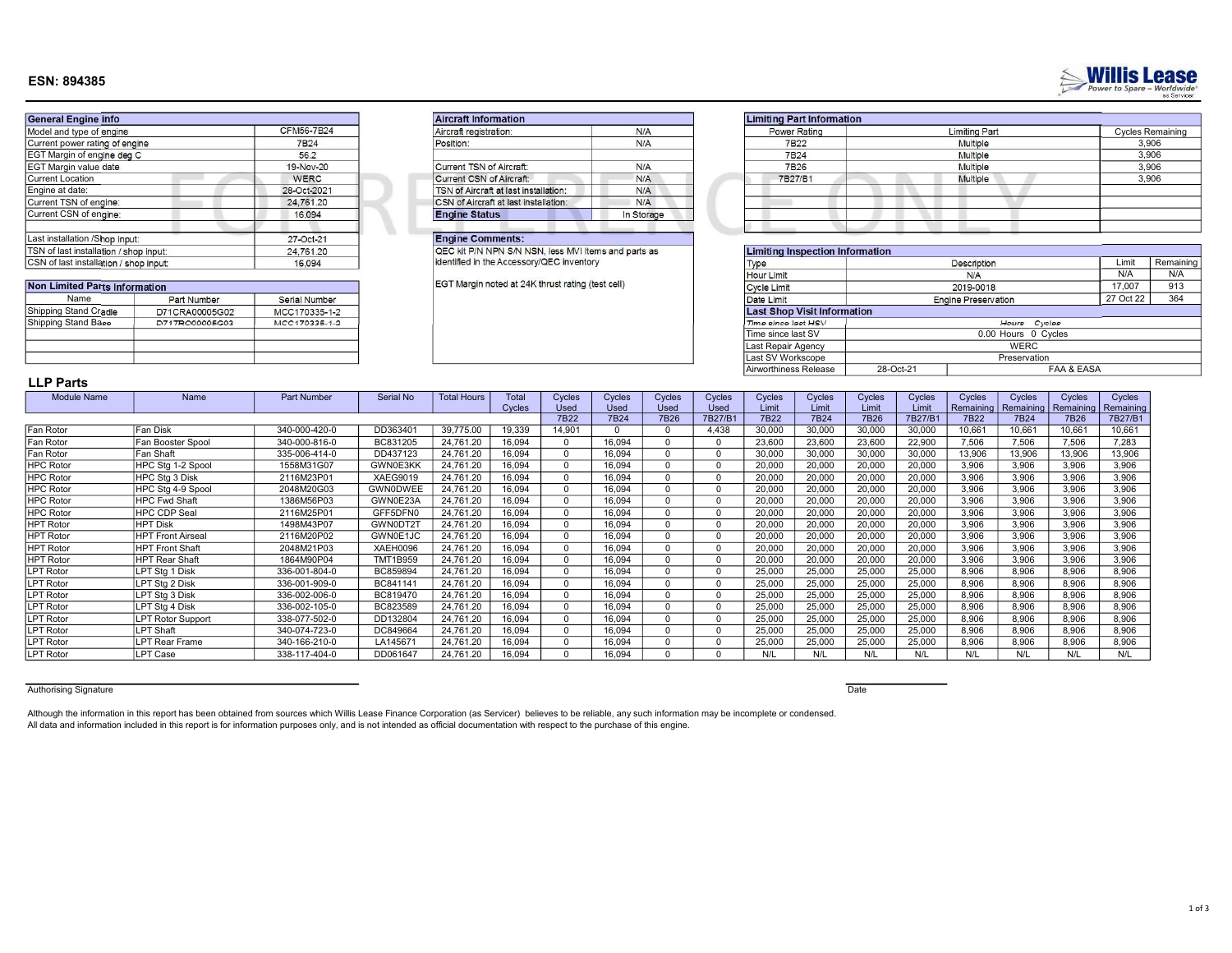## ESN: 894385

Willis Lease — Power to Spare – Worldwide® as Servicer

FOR REFERENCE ONLY

| General Engine Info | |
|---|---|
| Model and type of engine | CFM56-7B24 |
| Current power rating of engine | 7B24 |
| EGT Margin of engine deg C | 56.2 |
| EGT Margin value date | 19-Nov-20 |
| Current Location | WERC |
| Engine at date: | 28-Oct-2021 |
| Current TSN of engine: | 24,761.20 |
| Current CSN of engine: | 16,094 |
| | |
| Last installation /Shop input: | 27-Oct-21 |
| TSN of last installation / shop input: | 24,761.20 |
| CSN of last installation / shop input: | 16,094 |

| Aircraft Information | |
|---|---|
| Aircraft registration: | N/A |
| Position: | N/A |
| | |
| Current TSN of Aircraft: | N/A |
| Current CSN of Aircraft: | N/A |
| TSN of Aircraft at last installation: | N/A |
| CSN of Aircraft at last installation: | N/A |
| **Engine Status** | In Storage |

**Engine Comments:**

QEC kit P/N NPN S/N NSN, less MVI items and parts as identified in the Accessory/QEC inventory

EGT Margin noted at 24K thrust rating (test cell)

| Limiting Part Information | | |
|---|---|---|
| Power Rating | Limiting Part | Cycles Remaining |
| 7B22 | Multiple | 3,906 |
| 7B24 | Multiple | 3,906 |
| 7B26 | Multiple | 3,906 |
| 7B27/B1 | Multiple | 3,906 |

| Limiting Inspection Information | | | |
|---|---|---|---|
| Type | Description | Limit | Remaining |
| Hour Limit | N/A | N/A | N/A |
| Cycle Limit | 2019-0018 | 17,007 | 913 |
| Date Limit | Engine Preservation | 27 Oct 22 | 364 |

| Last Shop Visit Information | |
|---|---|
| Time since last HSV | Hours Cycles |
| Time since last SV | 0.00 Hours 0 Cycles |
| Last Repair Agency | WERC |
| Last SV Workscope | Preservation |
| Airworthiness Release | 28-Oct-21 FAA & EASA |

| Non Limited Parts Information | | |
|---|---|---|
| Name | Part Number | Serial Number |
| Shipping Stand Cradle | D71CRA00005G02 | MCC170335-1-2 |
| Shipping Stand Base | D71TRC00005G03 | MCC170335-1-2 |

## LLP Parts

| Module Name | Name | Part Number | Serial No | Total Hours | Total Cycles | Cycles Used 7B22 | Cycles Used 7B24 | Cycles Used 7B26 | Cycles Used 7B27/B1 | Cycles Limit 7B22 | Cycles Limit 7B24 | Cycles Limit 7B26 | Cycles Limit 7B27/B1 | Cycles Remaining 7B22 | Cycles Remaining 7B24 | Cycles Remaining 7B26 | Cycles Remaining 7B27/B1 |
|---|---|---|---|---|---|---|---|---|---|---|---|---|---|---|---|---|---|
| Fan Rotor | Fan Disk | 340-000-420-0 | DD363401 | 39,775.00 | 19,339 | 14,901 | 0 | 0 | 4,438 | 30,000 | 30,000 | 30,000 | 30,000 | 10,661 | 10,661 | 10,661 | 10,661 |
| Fan Rotor | Fan Booster Spool | 340-000-816-0 | BC831205 | 24,761.20 | 16,094 | 0 | 16,094 | 0 | 0 | 23,600 | 23,600 | 23,600 | 22,900 | 7,506 | 7,506 | 7,506 | 7,283 |
| Fan Rotor | Fan Shaft | 335-006-414-0 | DD437123 | 24,761.20 | 16,094 | 0 | 16,094 | 0 | 0 | 30,000 | 30,000 | 30,000 | 30,000 | 13,906 | 13,906 | 13,906 | 13,906 |
| HPC Rotor | HPC Stg 1-2 Spool | 1558M31G07 | GWN0E3KK | 24,761.20 | 16,094 | 0 | 16,094 | 0 | 0 | 20,000 | 20,000 | 20,000 | 20,000 | 3,906 | 3,906 | 3,906 | 3,906 |
| HPC Rotor | HPC Stg 3 Disk | 2116M23P01 | XAEG9019 | 24,761.20 | 16,094 | 0 | 16,094 | 0 | 0 | 20,000 | 20,000 | 20,000 | 20,000 | 3,906 | 3,906 | 3,906 | 3,906 |
| HPC Rotor | HPC Stg 4-9 Spool | 2048M20G03 | GWN0DWEE | 24,761.20 | 16,094 | 0 | 16,094 | 0 | 0 | 20,000 | 20,000 | 20,000 | 20,000 | 3,906 | 3,906 | 3,906 | 3,906 |
| HPC Rotor | HPC Fwd Shaft | 1386M56P03 | GWN0E23A | 24,761.20 | 16,094 | 0 | 16,094 | 0 | 0 | 20,000 | 20,000 | 20,000 | 20,000 | 3,906 | 3,906 | 3,906 | 3,906 |
| HPC Rotor | HPC CDP Seal | 2116M25P01 | GFF5DFN0 | 24,761.20 | 16,094 | 0 | 16,094 | 0 | 0 | 20,000 | 20,000 | 20,000 | 20,000 | 3,906 | 3,906 | 3,906 | 3,906 |
| HPT Rotor | HPT Disk | 1498M43P07 | GWN0DT2T | 24,761.20 | 16,094 | 0 | 16,094 | 0 | 0 | 20,000 | 20,000 | 20,000 | 20,000 | 3,906 | 3,906 | 3,906 | 3,906 |
| HPT Rotor | HPT Front Airseal | 2116M20P02 | GWN0E1JC | 24,761.20 | 16,094 | 0 | 16,094 | 0 | 0 | 20,000 | 20,000 | 20,000 | 20,000 | 3,906 | 3,906 | 3,906 | 3,906 |
| HPT Rotor | HPT Front Shaft | 2048M21P03 | XAEH0096 | 24,761.20 | 16,094 | 0 | 16,094 | 0 | 0 | 20,000 | 20,000 | 20,000 | 20,000 | 3,906 | 3,906 | 3,906 | 3,906 |
| HPT Rotor | HPT Rear Shaft | 1864M90P04 | TMT1B959 | 24,761.20 | 16,094 | 0 | 16,094 | 0 | 0 | 20,000 | 20,000 | 20,000 | 20,000 | 3,906 | 3,906 | 3,906 | 3,906 |
| LPT Rotor | LPT Stg 1 Disk | 336-001-804-0 | BC859894 | 24,761.20 | 16,094 | 0 | 16,094 | 0 | 0 | 25,000 | 25,000 | 25,000 | 25,000 | 8,906 | 8,906 | 8,906 | 8,906 |
| LPT Rotor | LPT Stg 2 Disk | 336-001-909-0 | BC841141 | 24,761.20 | 16,094 | 0 | 16,094 | 0 | 0 | 25,000 | 25,000 | 25,000 | 25,000 | 8,906 | 8,906 | 8,906 | 8,906 |
| LPT Rotor | LPT Stg 3 Disk | 336-002-006-0 | BC819470 | 24,761.20 | 16,094 | 0 | 16,094 | 0 | 0 | 25,000 | 25,000 | 25,000 | 25,000 | 8,906 | 8,906 | 8,906 | 8,906 |
| LPT Rotor | LPT Stg 4 Disk | 336-002-105-0 | BC823589 | 24,761.20 | 16,094 | 0 | 16,094 | 0 | 0 | 25,000 | 25,000 | 25,000 | 25,000 | 8,906 | 8,906 | 8,906 | 8,906 |
| LPT Rotor | LPT Rotor Support | 338-077-502-0 | DD132804 | 24,761.20 | 16,094 | 0 | 16,094 | 0 | 0 | 25,000 | 25,000 | 25,000 | 25,000 | 8,906 | 8,906 | 8,906 | 8,906 |
| LPT Rotor | LPT Shaft | 340-074-723-0 | DC849664 | 24,761.20 | 16,094 | 0 | 16,094 | 0 | 0 | 25,000 | 25,000 | 25,000 | 25,000 | 8,906 | 8,906 | 8,906 | 8,906 |
| LPT Rotor | LPT Rear Frame | 340-166-210-0 | LA145671 | 24,761.20 | 16,094 | 0 | 16,094 | 0 | 0 | 25,000 | 25,000 | 25,000 | 25,000 | 8,906 | 8,906 | 8,906 | 8,906 |
| LPT Rotor | LPT Case | 338-117-404-0 | DD061647 | 24,761.20 | 16,094 | 0 | 16,094 | 0 | 0 | N/L | N/L | N/L | N/L | N/L | N/L | N/L | N/L |

Authorising Signature ______________________ Date ____________

Although the information in this report has been obtained from sources which Willis Lease Finance Corporation (as Servicer) believes to be reliable, any such information may be incomplete or condensed.
All data and information included in this report is for information purposes only, and is not intended as official documentation with respect to the purchase of this engine.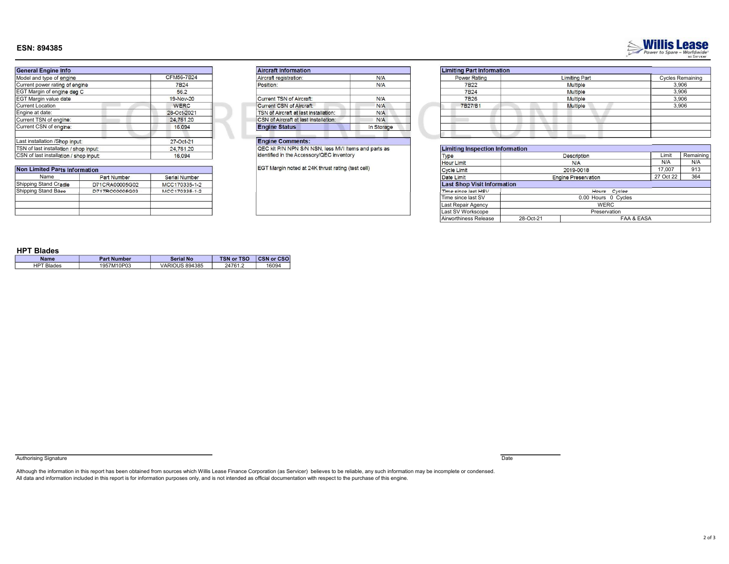## ESN: 894385

Willis Lease
Power to Spare – Worldwide as Servicer

| General Engine Info | |
|---|---|
| Model and type of engine | CFM56-7B24 |
| Current power rating of engine | 7B24 |
| EGT Margin of engine deg C | 56.2 |
| EGT Margin value date | 19-Nov-20 |
| Current Location | WERC |
| Engine at date: | 28-Oct-2021 |
| Current TSN of engine: | 24,761.20 |
| Current CSN of engine: | 16,094 |
| | |
| Last installation /Shop input: | 27-Oct-21 |
| TSN of last installation / shop input: | 24,761.20 |
| CSN of last installation / shop input: | 16,094 |

| Non Limited Parts Information | | |
|---|---|---|
| Name | Part Number | Serial Number |
| Shipping Stand Cradle | D71CRA00005G02 | MCC170335-1-2 |
| Shipping Stand Base | D71TRO00005G03 | MCC170335-1-2 |
| | | |
| | | |

| Aircraft Information | |
|---|---|
| Aircraft registration: | N/A |
| Position: | N/A |
| | |
| Current TSN of Aircraft: | N/A |
| Current CSN of Aircraft: | N/A |
| TSN of Aircraft at last installation: | N/A |
| CSN of Aircraft at last installation: | N/A |
| **Engine Status** | In Storage |

**Engine Comments:**

QEC kit P/N NPN S/N NSN, less MVI items and parts as identified in the Accessory/QEC inventory

EGT Margin noted at 24K thrust rating (test cell)

| Limiting Part Information | | |
|---|---|---|
| Power Rating | Limiting Part | Cycles Remaining |
| 7B22 | Multiple | 3,906 |
| 7B24 | Multiple | 3,906 |
| 7B26 | Multiple | 3,906 |
| 7B27/B1 | Multiple | 3,906 |
| | | |
| | | |
| | | |

| Limiting Inspection Information | | | |
|---|---|---|---|
| Type | Description | Limit | Remaining |
| Hour Limit | N/A | N/A | N/A |
| Cycle Limit | 2019-0018 | 17,007 | 913 |
| Date Limit | Engine Preservation | 27 Oct 22 | 364 |

| Last Shop Visit Information | | |
|---|---|---|
| Time since last HSV | Hours Cycles | |
| Time since last SV | 0.00 Hours 0 Cycles | |
| Last Repair Agency | WERC | |
| Last SV Workscope | Preservation | |
| Airworthiness Release | 28-Oct-21 | FAA & EASA |

### HPT Blades

| Name | Part Number | Serial No | TSN or TSO | CSN or CSO |
|---|---|---|---|---|
| HPT Blades | 1957M10P03 | VARIOUS 894385 | 24761.2 | 16094 |

Authorising Signature

Date

Although the information in this report has been obtained from sources which Willis Lease Finance Corporation (as Servicer) believes to be reliable, any such information may be incomplete or condensed.
All data and information included in this report is for information purposes only, and is not intended as official documentation with respect to the purchase of this engine.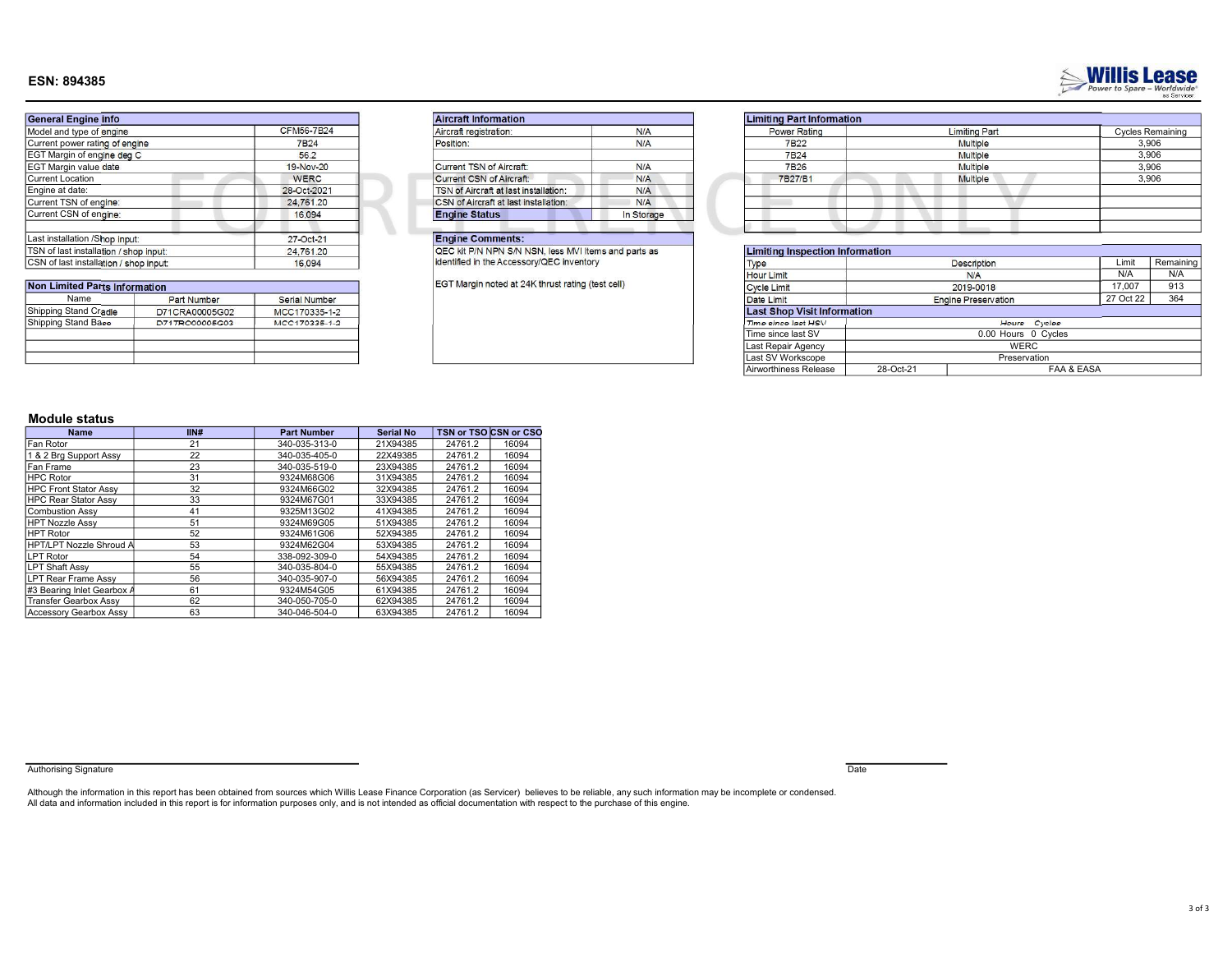## ESN: 894385

Willis Lease
Power to Spare – Worldwide®
as Servicer

| General Engine Info | |
|---|---|
| Model and type of engine | CFM56-7B24 |
| Current power rating of engine | 7B24 |
| EGT Margin of engine deg C | 56.2 |
| EGT Margin value date | 19-Nov-20 |
| Current Location | WERC |
| Engine at date: | 28-Oct-2021 |
| Current TSN of engine: | 24,761.20 |
| Current CSN of engine: | 16,094 |
| | |
| Last installation /Shop input: | 27-Oct-21 |
| TSN of last installation / shop input: | 24,761.20 |
| CSN of last installation / shop input: | 16,094 |

| Non Limited Parts Information | | |
|---|---|---|
| Name | Part Number | Serial Number |
| Shipping Stand Cradle | D71CRA00005G02 | MCC170335-1-2 |
| Shipping Stand Base | D71TRC00005G03 | MCC170335-1-2 |
| | | |
| | | |
| | | |

| Aircraft Information | |
|---|---|
| Aircraft registration: | N/A |
| Position: | N/A |
| | |
| Current TSN of Aircraft: | N/A |
| Current CSN of Aircraft: | N/A |
| TSN of Aircraft at last installation: | N/A |
| CSN of Aircraft at last installation: | N/A |
| **Engine Status** | In Storage |

**Engine Comments:**

QEC kit P/N NPN S/N NSN, less MVI items and parts as identified in the Accessory/QEC inventory

EGT Margin noted at 24K thrust rating (test cell)

| Limiting Part Information | | |
|---|---|---|
| Power Rating | Limiting Part | Cycles Remaining |
| 7B22 | Multiple | 3,906 |
| 7B24 | Multiple | 3,906 |
| 7B26 | Multiple | 3,906 |
| 7B27/B1 | Multiple | 3,906 |
| | | |
| | | |
| | | |

| Limiting Inspection Information | | | |
|---|---|---|---|
| Type | Description | Limit | Remaining |
| Hour Limit | N/A | N/A | N/A |
| Cycle Limit | 2019-0018 | 17,007 | 913 |
| Date Limit | Engine Preservation | 27 Oct 22 | 364 |

| Last Shop Visit Information | |
|---|---|
| Time since last HSV | Hours Cycles |
| Time since last SV | 0.00 Hours 0 Cycles |
| Last Repair Agency | WERC |
| Last SV Workscope | Preservation |
| Airworthiness Release | 28-Oct-21 FAA & EASA |

### Module status

| Name | IIN# | Part Number | Serial No | TSN or TSO | CSN or CSO |
|---|---|---|---|---|---|
| Fan Rotor | 21 | 340-035-313-0 | 21X94385 | 24761.2 | 16094 |
| 1 & 2 Brg Support Assy | 22 | 340-035-405-0 | 22X49385 | 24761.2 | 16094 |
| Fan Frame | 23 | 340-035-519-0 | 23X94385 | 24761.2 | 16094 |
| HPC Rotor | 31 | 9324M68G06 | 31X94385 | 24761.2 | 16094 |
| HPC Front Stator Assy | 32 | 9324M66G02 | 32X94385 | 24761.2 | 16094 |
| HPC Rear Stator Assy | 33 | 9324M67G01 | 33X94385 | 24761.2 | 16094 |
| Combustion Assy | 41 | 9325M13G02 | 41X94385 | 24761.2 | 16094 |
| HPT Nozzle Assy | 51 | 9324M69G05 | 51X94385 | 24761.2 | 16094 |
| HPT Rotor | 52 | 9324M61G06 | 52X94385 | 24761.2 | 16094 |
| HPT/LPT Nozzle Shroud A | 53 | 9324M62G04 | 53X94385 | 24761.2 | 16094 |
| LPT Rotor | 54 | 338-092-309-0 | 54X94385 | 24761.2 | 16094 |
| LPT Shaft Assy | 55 | 340-035-804-0 | 55X94385 | 24761.2 | 16094 |
| LPT Rear Frame Assy | 56 | 340-035-907-0 | 56X94385 | 24761.2 | 16094 |
| #3 Bearing Inlet Gearbox A | 61 | 9324M54G05 | 61X94385 | 24761.2 | 16094 |
| Transfer Gearbox Assy | 62 | 340-050-705-0 | 62X94385 | 24761.2 | 16094 |
| Accessory Gearbox Assy | 63 | 340-046-504-0 | 63X94385 | 24761.2 | 16094 |

Authorising Signature

Date

Although the information in this report has been obtained from sources which Willis Lease Finance Corporation (as Servicer) believes to be reliable, any such information may be incomplete or condensed.
All data and information included in this report is for information purposes only, and is not intended as official documentation with respect to the purchase of this engine.